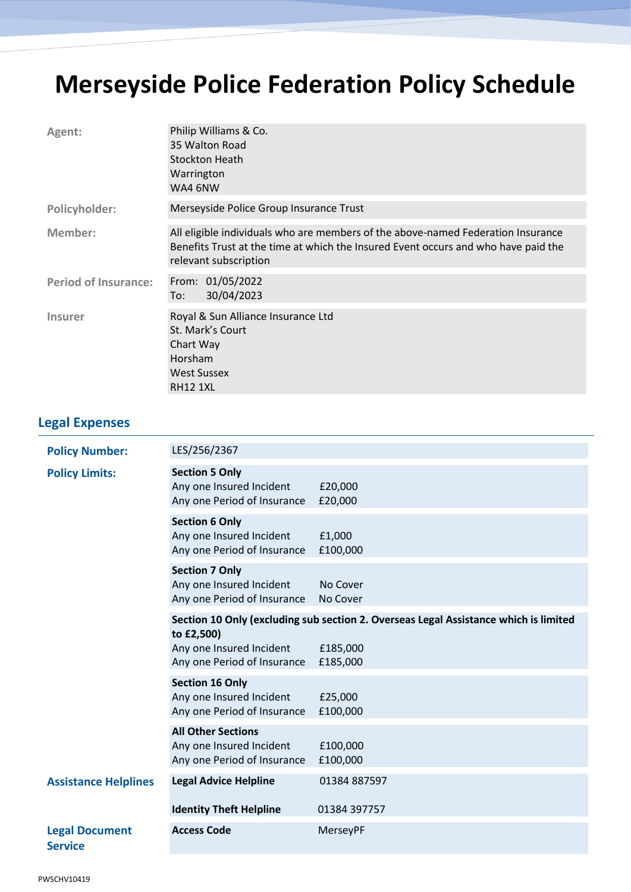# Merseyside Police Federation Policy Schedule

| | |
|---|---|
| **Agent:** | Philip Williams & Co.<br>35 Walton Road<br>Stockton Heath<br>Warrington<br>WA4 6NW |
| **Policyholder:** | Merseyside Police Group Insurance Trust |
| **Member:** | All eligible individuals who are members of the above-named Federation Insurance Benefits Trust at the time at which the Insured Event occurs and who have paid the relevant subscription |
| **Period of Insurance:** | From: 01/05/2022<br>To: 30/04/2023 |
| **Insurer** | Royal & Sun Alliance Insurance Ltd<br>St. Mark's Court<br>Chart Way<br>Horsham<br>West Sussex<br>RH12 1XL |

## Legal Expenses

| | | |
|---|---|---|
| **Policy Number:** | LES/256/2367 | |
| **Policy Limits:** | **Section 5 Only** | |
| | Any one Insured Incident | £20,000 |
| | Any one Period of Insurance | £20,000 |
| | **Section 6 Only** | |
| | Any one Insured Incident | £1,000 |
| | Any one Period of Insurance | £100,000 |
| | **Section 7 Only** | |
| | Any one Insured Incident | No Cover |
| | Any one Period of Insurance | No Cover |
| | **Section 10 Only (excluding sub section 2. Overseas Legal Assistance which is limited to £2,500)** | |
| | Any one Insured Incident | £185,000 |
| | Any one Period of Insurance | £185,000 |
| | **Section 16 Only** | |
| | Any one Insured Incident | £25,000 |
| | Any one Period of Insurance | £100,000 |
| | **All Other Sections** | |
| | Any one Insured Incident | £100,000 |
| | Any one Period of Insurance | £100,000 |
| **Assistance Helplines** | **Legal Advice Helpline** | 01384 887597 |
| | **Identity Theft Helpline** | 01384 397757 |
| **Legal Document Service** | **Access Code** | MerseyPF |

PWSCHV10419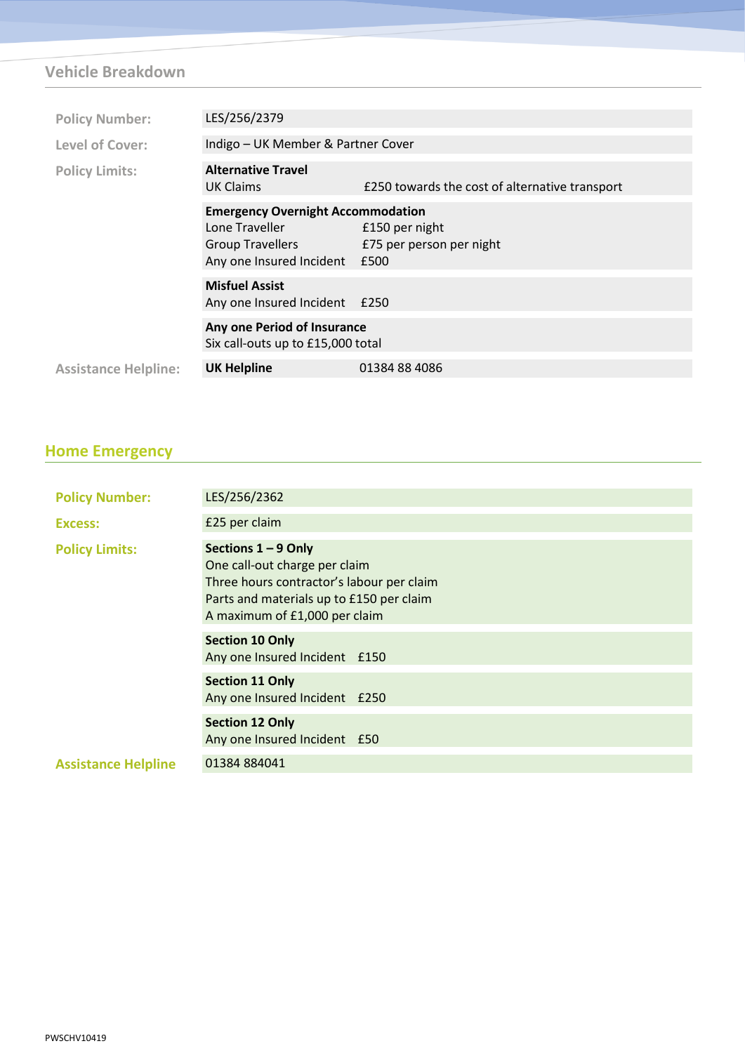## Vehicle Breakdown

| | | |
|---|---|---|
| **Policy Number:** | LES/256/2379 | |
| **Level of Cover:** | Indigo – UK Member & Partner Cover | |
| **Policy Limits:** | **Alternative Travel** | |
| | UK Claims | £250 towards the cost of alternative transport |
| | **Emergency Overnight Accommodation** | |
| | Lone Traveller | £150 per night |
| | Group Travellers | £75 per person per night |
| | Any one Insured Incident | £500 |
| | **Misfuel Assist** | |
| | Any one Insured Incident | £250 |
| | **Any one Period of Insurance** | |
| | Six call-outs up to £15,000 total | |
| **Assistance Helpline:** | **UK Helpline** | 01384 88 4086 |

## Home Emergency

| | | |
|---|---|---|
| **Policy Number:** | LES/256/2362 | |
| **Excess:** | £25 per claim | |
| **Policy Limits:** | **Sections 1 – 9 Only** | |
| | One call-out charge per claim | |
| | Three hours contractor's labour per claim | |
| | Parts and materials up to £150 per claim | |
| | A maximum of £1,000 per claim | |
| | **Section 10 Only** | |
| | Any one Insured Incident | £150 |
| | **Section 11 Only** | |
| | Any one Insured Incident | £250 |
| | **Section 12 Only** | |
| | Any one Insured Incident | £50 |
| **Assistance Helpline** | 01384 884041 | |

PWSCHV10419